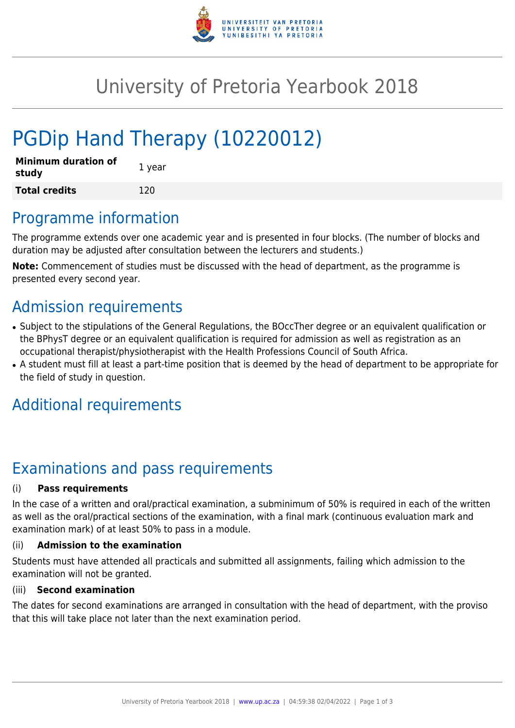# University of Pretoria Yearbook 2018

# PGDip Hand Therapy (10220012)

| **Minimum duration of study** | 1 year |
| --- | --- |
| **Total credits** | 120 |

## Programme information

The programme extends over one academic year and is presented in four blocks. (The number of blocks and duration may be adjusted after consultation between the lecturers and students.)

**Note:** Commencement of studies must be discussed with the head of department, as the programme is presented every second year.

## Admission requirements

- Subject to the stipulations of the General Regulations, the BOccTher degree or an equivalent qualification or the BPhysT degree or an equivalent qualification is required for admission as well as registration as an occupational therapist/physiotherapist with the Health Professions Council of South Africa.
- A student must fill at least a part-time position that is deemed by the head of department to be appropriate for the field of study in question.

## Additional requirements

## Examinations and pass requirements

(i) **Pass requirements**

In the case of a written and oral/practical examination, a subminimum of 50% is required in each of the written as well as the oral/practical sections of the examination, with a final mark (continuous evaluation mark and examination mark) of at least 50% to pass in a module.

(ii) **Admission to the examination**

Students must have attended all practicals and submitted all assignments, failing which admission to the examination will not be granted.

(iii) **Second examination**

The dates for second examinations are arranged in consultation with the head of department, with the proviso that this will take place not later than the next examination period.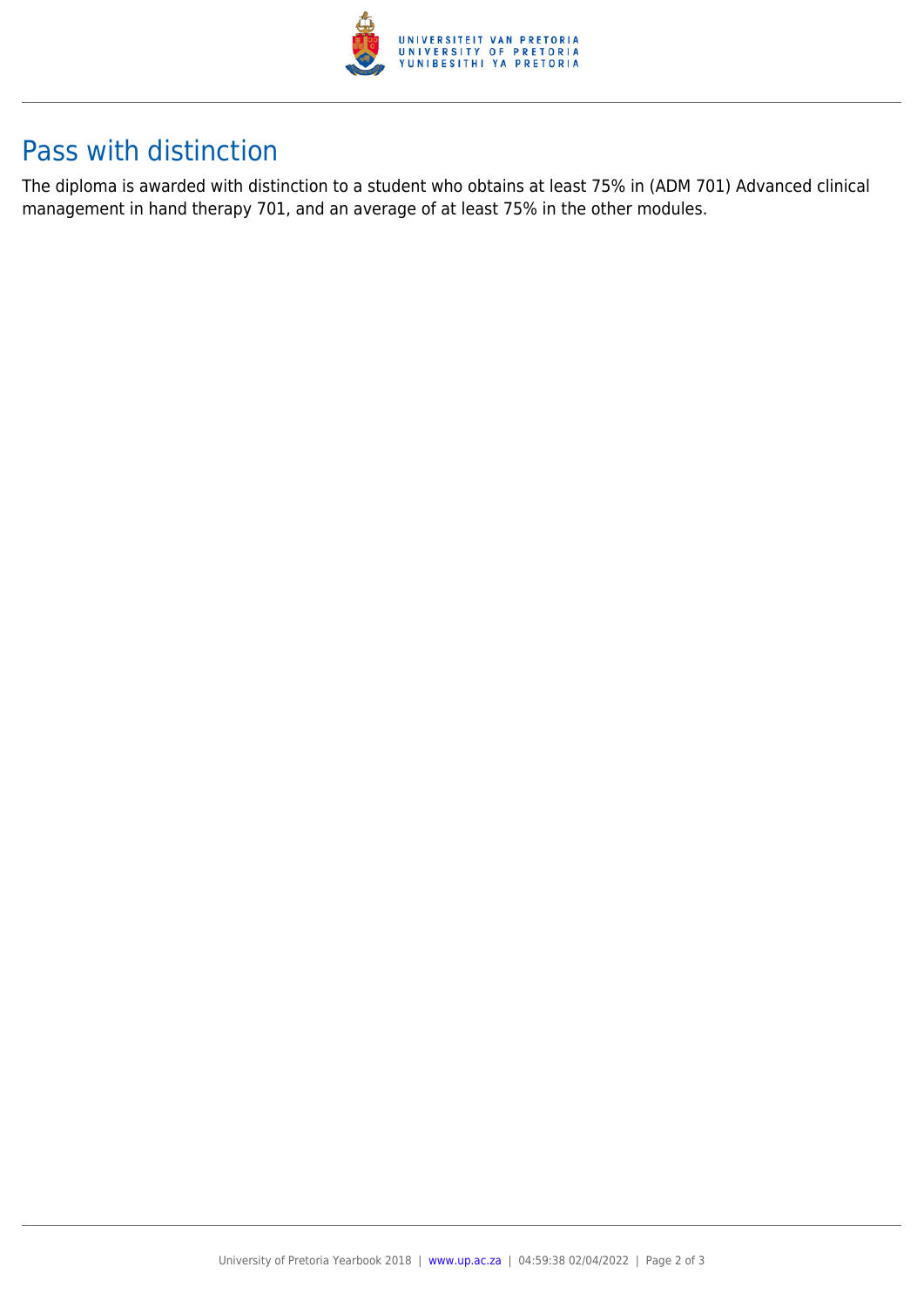## Pass with distinction

The diploma is awarded with distinction to a student who obtains at least 75% in (ADM 701) Advanced clinical management in hand therapy 701, and an average of at least 75% in the other modules.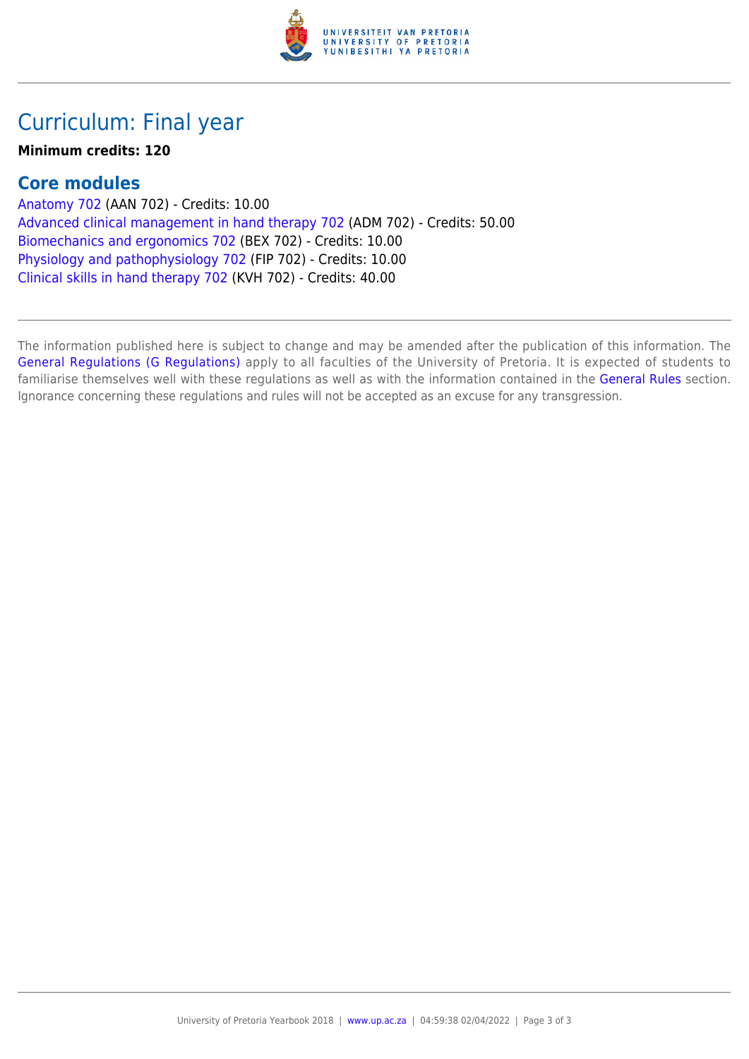# Curriculum: Final year

**Minimum credits: 120**

## Core modules

Anatomy 702 (AAN 702) - Credits: 10.00
Advanced clinical management in hand therapy 702 (ADM 702) - Credits: 50.00
Biomechanics and ergonomics 702 (BEX 702) - Credits: 10.00
Physiology and pathophysiology 702 (FIP 702) - Credits: 10.00
Clinical skills in hand therapy 702 (KVH 702) - Credits: 40.00

---

The information published here is subject to change and may be amended after the publication of this information. The General Regulations (G Regulations) apply to all faculties of the University of Pretoria. It is expected of students to familiarise themselves well with these regulations as well as with the information contained in the General Rules section. Ignorance concerning these regulations and rules will not be accepted as an excuse for any transgression.